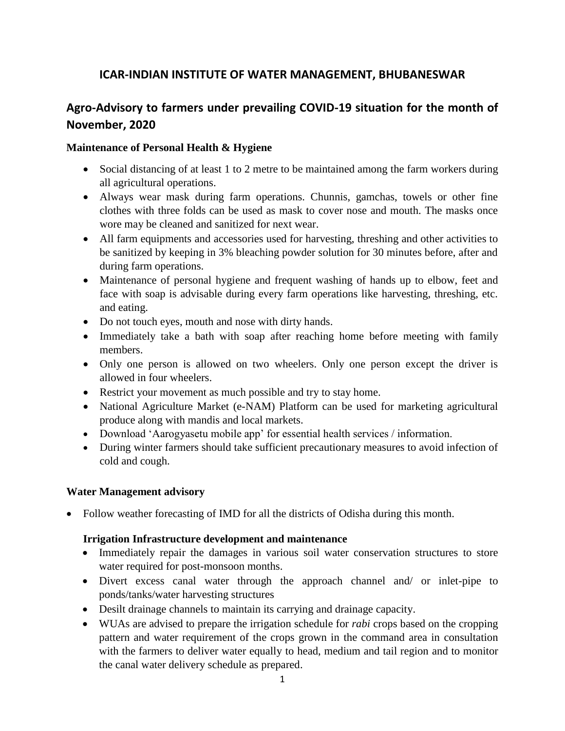# ICAR-INDIAN INSTITUTE OF WATER MANAGEMENT, BHUBANESWAR

## Agro-Advisory to farmers under prevailing COVID-19 situation for the month of November, 2020

### Maintenance of Personal Health & Hygiene

- Social distancing of at least 1 to 2 metre to be maintained among the farm workers during all agricultural operations.
- Always wear mask during farm operations. Chunnis, gamchas, towels or other fine clothes with three folds can be used as mask to cover nose and mouth. The masks once wore may be cleaned and sanitized for next wear.
- All farm equipments and accessories used for harvesting, threshing and other activities to be sanitized by keeping in 3% bleaching powder solution for 30 minutes before, after and during farm operations.
- Maintenance of personal hygiene and frequent washing of hands up to elbow, feet and face with soap is advisable during every farm operations like harvesting, threshing, etc. and eating.
- Do not touch eyes, mouth and nose with dirty hands.
- Immediately take a bath with soap after reaching home before meeting with family members.
- Only one person is allowed on two wheelers. Only one person except the driver is allowed in four wheelers.
- Restrict your movement as much possible and try to stay home.
- National Agriculture Market (e-NAM) Platform can be used for marketing agricultural produce along with mandis and local markets.
- Download 'Aarogyasetu mobile app' for essential health services / information.
- During winter farmers should take sufficient precautionary measures to avoid infection of cold and cough.

### Water Management advisory

- Follow weather forecasting of IMD for all the districts of Odisha during this month.

#### Irrigation Infrastructure development and maintenance

- Immediately repair the damages in various soil water conservation structures to store water required for post-monsoon months.
- Divert excess canal water through the approach channel and/ or inlet-pipe to ponds/tanks/water harvesting structures
- Desilt drainage channels to maintain its carrying and drainage capacity.
- WUAs are advised to prepare the irrigation schedule for *rabi* crops based on the cropping pattern and water requirement of the crops grown in the command area in consultation with the farmers to deliver water equally to head, medium and tail region and to monitor the canal water delivery schedule as prepared.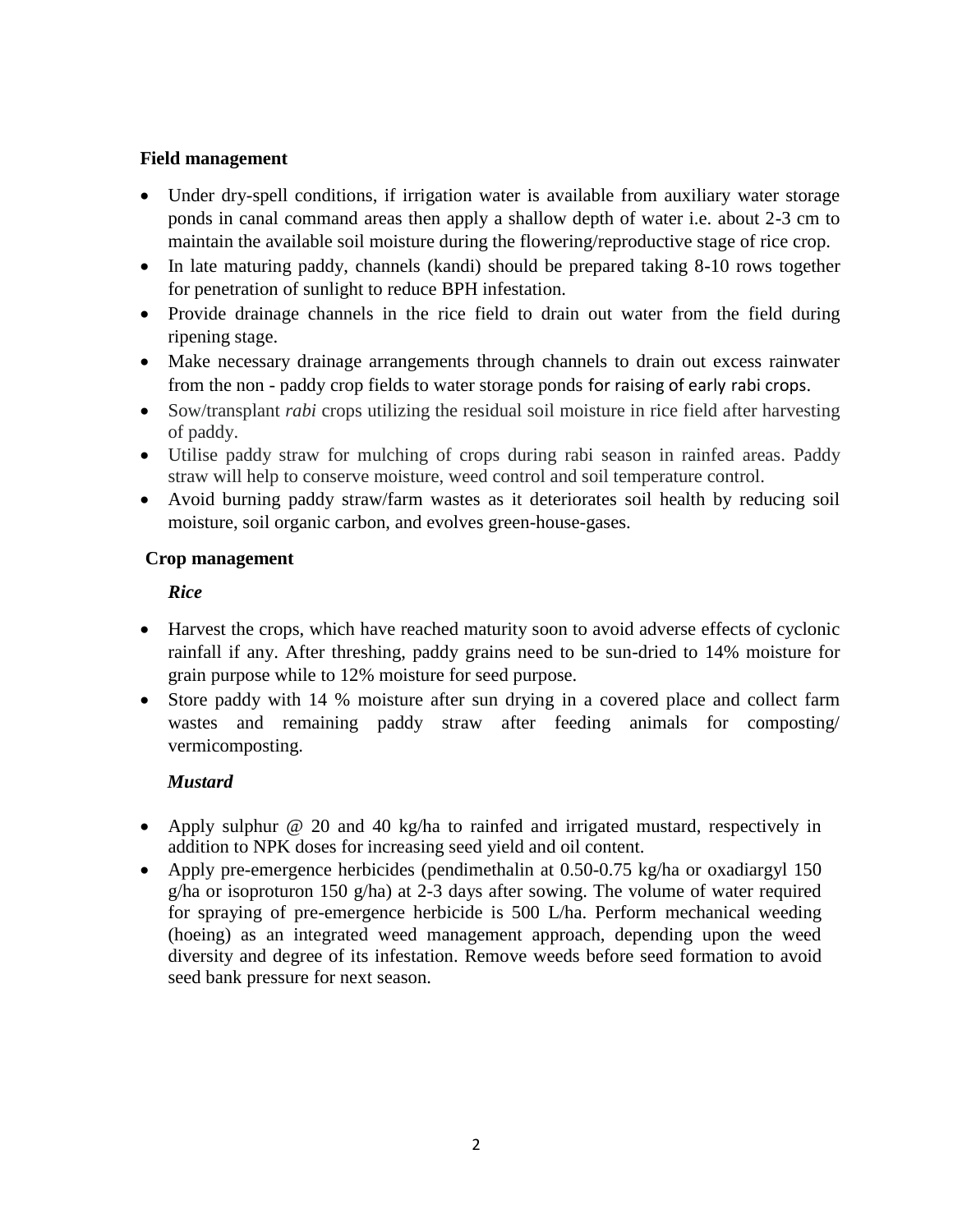**Field management**

- Under dry-spell conditions, if irrigation water is available from auxiliary water storage ponds in canal command areas then apply a shallow depth of water i.e. about 2-3 cm to maintain the available soil moisture during the flowering/reproductive stage of rice crop.
- In late maturing paddy, channels (kandi) should be prepared taking 8-10 rows together for penetration of sunlight to reduce BPH infestation.
- Provide drainage channels in the rice field to drain out water from the field during ripening stage.
- Make necessary drainage arrangements through channels to drain out excess rainwater from the non - paddy crop fields to water storage ponds for raising of early rabi crops.
- Sow/transplant *rabi* crops utilizing the residual soil moisture in rice field after harvesting of paddy.
- Utilise paddy straw for mulching of crops during rabi season in rainfed areas. Paddy straw will help to conserve moisture, weed control and soil temperature control.
- Avoid burning paddy straw/farm wastes as it deteriorates soil health by reducing soil moisture, soil organic carbon, and evolves green-house-gases.

**Crop management**

***Rice***

- Harvest the crops, which have reached maturity soon to avoid adverse effects of cyclonic rainfall if any. After threshing, paddy grains need to be sun-dried to 14% moisture for grain purpose while to 12% moisture for seed purpose.
- Store paddy with 14 % moisture after sun drying in a covered place and collect farm wastes and remaining paddy straw after feeding animals for composting/ vermicomposting.

***Mustard***

- Apply sulphur @ 20 and 40 kg/ha to rainfed and irrigated mustard, respectively in addition to NPK doses for increasing seed yield and oil content.
- Apply pre-emergence herbicides (pendimethalin at 0.50-0.75 kg/ha or oxadiargyl 150 g/ha or isoproturon 150 g/ha) at 2-3 days after sowing. The volume of water required for spraying of pre-emergence herbicide is 500 L/ha. Perform mechanical weeding (hoeing) as an integrated weed management approach, depending upon the weed diversity and degree of its infestation. Remove weeds before seed formation to avoid seed bank pressure for next season.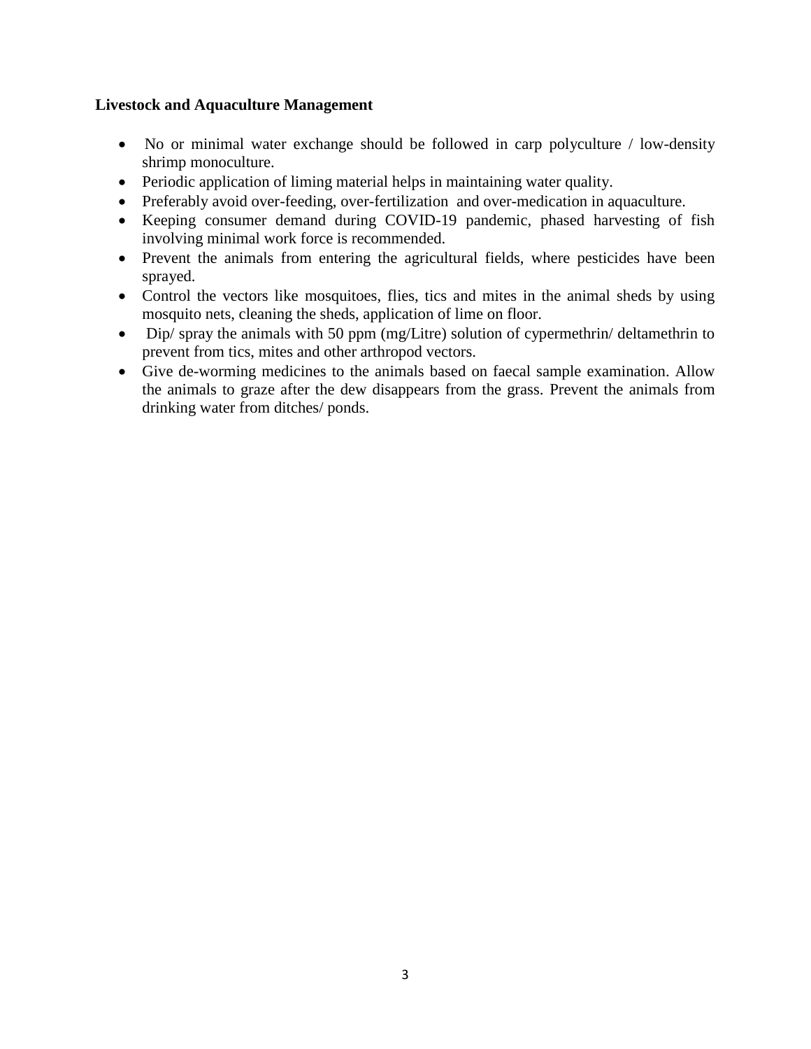**Livestock and Aquaculture Management**

- No or minimal water exchange should be followed in carp polyculture / low-density shrimp monoculture.
- Periodic application of liming material helps in maintaining water quality.
- Preferably avoid over-feeding, over-fertilization and over-medication in aquaculture.
- Keeping consumer demand during COVID-19 pandemic, phased harvesting of fish involving minimal work force is recommended.
- Prevent the animals from entering the agricultural fields, where pesticides have been sprayed.
- Control the vectors like mosquitoes, flies, tics and mites in the animal sheds by using mosquito nets, cleaning the sheds, application of lime on floor.
- Dip/ spray the animals with 50 ppm (mg/Litre) solution of cypermethrin/ deltamethrin to prevent from tics, mites and other arthropod vectors.
- Give de-worming medicines to the animals based on faecal sample examination. Allow the animals to graze after the dew disappears from the grass. Prevent the animals from drinking water from ditches/ ponds.